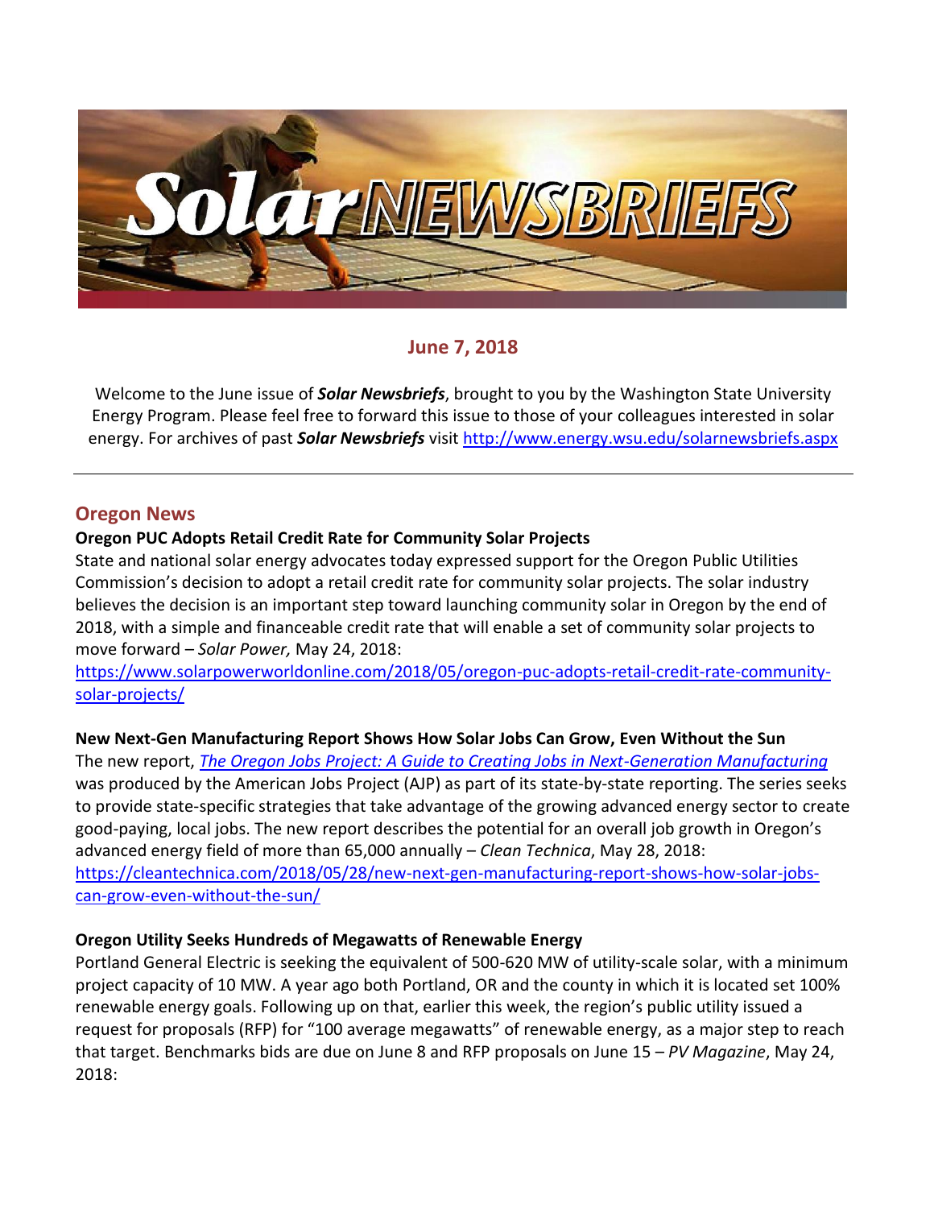# Solar NEWSBRIEFS

## June 7, 2018

Welcome to the June issue of ***Solar Newsbriefs***, brought to you by the Washington State University Energy Program. Please feel free to forward this issue to those of your colleagues interested in solar energy. For archives of past ***Solar Newsbriefs*** visit http://www.energy.wsu.edu/solarnewsbriefs.aspx

---

## Oregon News

**Oregon PUC Adopts Retail Credit Rate for Community Solar Projects**

State and national solar energy advocates today expressed support for the Oregon Public Utilities Commission's decision to adopt a retail credit rate for community solar projects. The solar industry believes the decision is an important step toward launching community solar in Oregon by the end of 2018, with a simple and financeable credit rate that will enable a set of community solar projects to move forward – *Solar Power,* May 24, 2018:
https://www.solarpowerworldonline.com/2018/05/oregon-puc-adopts-retail-credit-rate-community-solar-projects/

**New Next-Gen Manufacturing Report Shows How Solar Jobs Can Grow, Even Without the Sun**

The new report, *The Oregon Jobs Project: A Guide to Creating Jobs in Next-Generation Manufacturing* was produced by the American Jobs Project (AJP) as part of its state-by-state reporting. The series seeks to provide state-specific strategies that take advantage of the growing advanced energy sector to create good-paying, local jobs. The new report describes the potential for an overall job growth in Oregon's advanced energy field of more than 65,000 annually – *Clean Technica*, May 28, 2018:
https://cleantechnica.com/2018/05/28/new-next-gen-manufacturing-report-shows-how-solar-jobs-can-grow-even-without-the-sun/

**Oregon Utility Seeks Hundreds of Megawatts of Renewable Energy**

Portland General Electric is seeking the equivalent of 500-620 MW of utility-scale solar, with a minimum project capacity of 10 MW. A year ago both Portland, OR and the county in which it is located set 100% renewable energy goals. Following up on that, earlier this week, the region's public utility issued a request for proposals (RFP) for "100 average megawatts" of renewable energy, as a major step to reach that target. Benchmarks bids are due on June 8 and RFP proposals on June 15 – *PV Magazine*, May 24, 2018: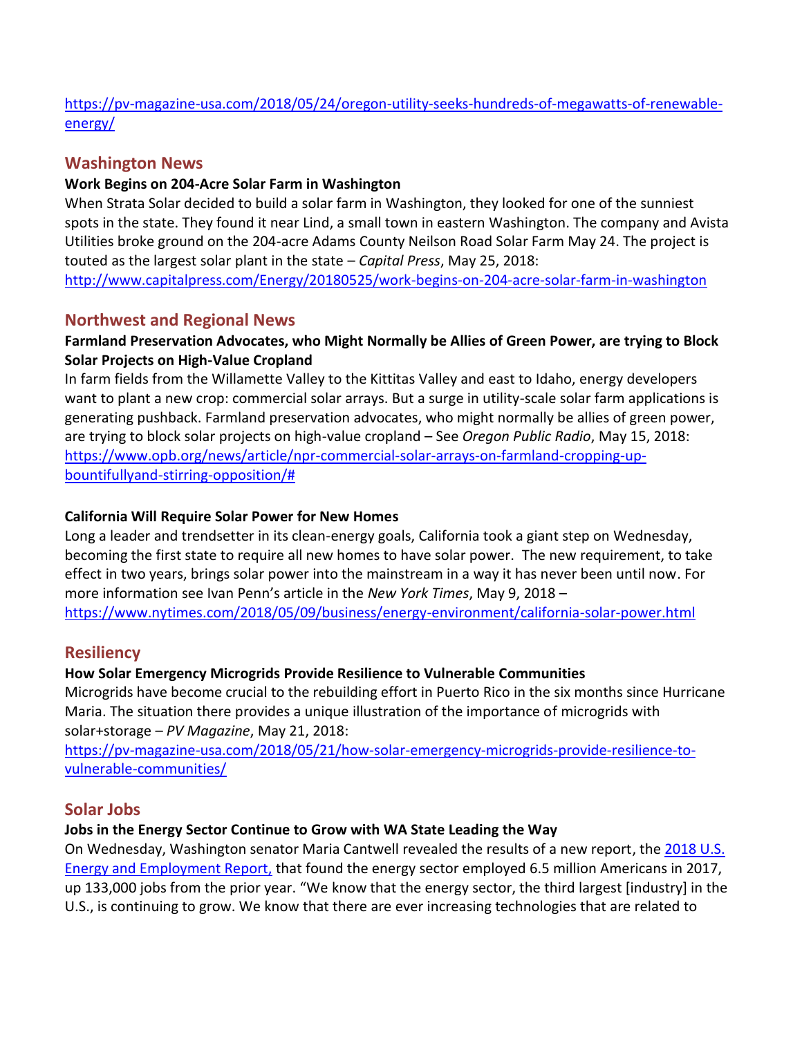https://pv-magazine-usa.com/2018/05/24/oregon-utility-seeks-hundreds-of-megawatts-of-renewable-energy/

## Washington News

**Work Begins on 204-Acre Solar Farm in Washington**

When Strata Solar decided to build a solar farm in Washington, they looked for one of the sunniest spots in the state. They found it near Lind, a small town in eastern Washington. The company and Avista Utilities broke ground on the 204-acre Adams County Neilson Road Solar Farm May 24. The project is touted as the largest solar plant in the state – *Capital Press*, May 25, 2018:
http://www.capitalpress.com/Energy/20180525/work-begins-on-204-acre-solar-farm-in-washington

## Northwest and Regional News

**Farmland Preservation Advocates, who Might Normally be Allies of Green Power, are trying to Block Solar Projects on High-Value Cropland**

In farm fields from the Willamette Valley to the Kittitas Valley and east to Idaho, energy developers want to plant a new crop: commercial solar arrays. But a surge in utility-scale solar farm applications is generating pushback. Farmland preservation advocates, who might normally be allies of green power, are trying to block solar projects on high-value cropland – See *Oregon Public Radio*, May 15, 2018:
https://www.opb.org/news/article/npr-commercial-solar-arrays-on-farmland-cropping-up-bountifullyand-stirring-opposition/#

**California Will Require Solar Power for New Homes**

Long a leader and trendsetter in its clean-energy goals, California took a giant step on Wednesday, becoming the first state to require all new homes to have solar power. The new requirement, to take effect in two years, brings solar power into the mainstream in a way it has never been until now. For more information see Ivan Penn's article in the *New York Times*, May 9, 2018 –
https://www.nytimes.com/2018/05/09/business/energy-environment/california-solar-power.html

## Resiliency

**How Solar Emergency Microgrids Provide Resilience to Vulnerable Communities**

Microgrids have become crucial to the rebuilding effort in Puerto Rico in the six months since Hurricane Maria. The situation there provides a unique illustration of the importance of microgrids with solar+storage – *PV Magazine*, May 21, 2018:
https://pv-magazine-usa.com/2018/05/21/how-solar-emergency-microgrids-provide-resilience-to-vulnerable-communities/

## Solar Jobs

**Jobs in the Energy Sector Continue to Grow with WA State Leading the Way**

On Wednesday, Washington senator Maria Cantwell revealed the results of a new report, the 2018 U.S. Energy and Employment Report, that found the energy sector employed 6.5 million Americans in 2017, up 133,000 jobs from the prior year. "We know that the energy sector, the third largest [industry] in the U.S., is continuing to grow. We know that there are ever increasing technologies that are related to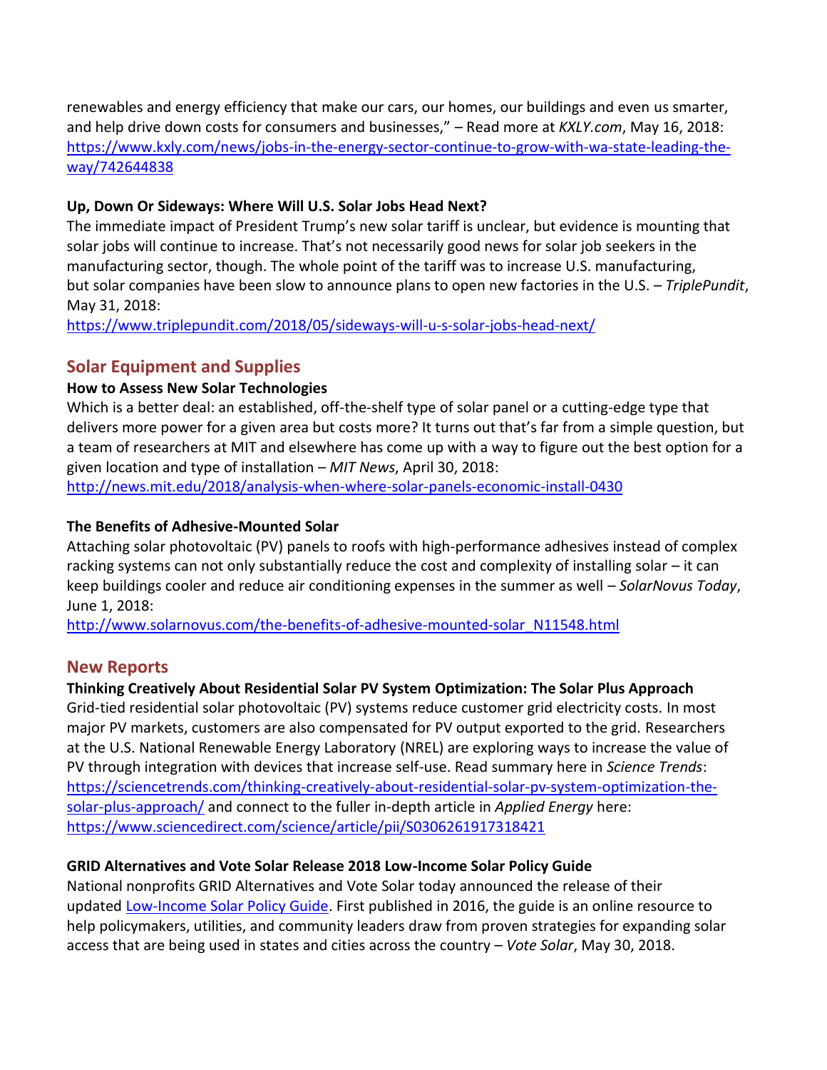renewables and energy efficiency that make our cars, our homes, our buildings and even us smarter, and help drive down costs for consumers and businesses," – Read more at *KXLY.com*, May 16, 2018: https://www.kxly.com/news/jobs-in-the-energy-sector-continue-to-grow-with-wa-state-leading-the-way/742644838

**Up, Down Or Sideways: Where Will U.S. Solar Jobs Head Next?**

The immediate impact of President Trump's new solar tariff is unclear, but evidence is mounting that solar jobs will continue to increase. That's not necessarily good news for solar job seekers in the manufacturing sector, though. The whole point of the tariff was to increase U.S. manufacturing, but solar companies have been slow to announce plans to open new factories in the U.S. – *TriplePundit*, May 31, 2018:
https://www.triplepundit.com/2018/05/sideways-will-u-s-solar-jobs-head-next/

## Solar Equipment and Supplies

**How to Assess New Solar Technologies**

Which is a better deal: an established, off-the-shelf type of solar panel or a cutting-edge type that delivers more power for a given area but costs more? It turns out that's far from a simple question, but a team of researchers at MIT and elsewhere has come up with a way to figure out the best option for a given location and type of installation – *MIT News*, April 30, 2018:
http://news.mit.edu/2018/analysis-when-where-solar-panels-economic-install-0430

**The Benefits of Adhesive-Mounted Solar**

Attaching solar photovoltaic (PV) panels to roofs with high-performance adhesives instead of complex racking systems can not only substantially reduce the cost and complexity of installing solar – it can keep buildings cooler and reduce air conditioning expenses in the summer as well – *SolarNovus Today*, June 1, 2018:
http://www.solarnovus.com/the-benefits-of-adhesive-mounted-solar_N11548.html

## New Reports

**Thinking Creatively About Residential Solar PV System Optimization: The Solar Plus Approach**

Grid-tied residential solar photovoltaic (PV) systems reduce customer grid electricity costs. In most major PV markets, customers are also compensated for PV output exported to the grid. Researchers at the U.S. National Renewable Energy Laboratory (NREL) are exploring ways to increase the value of PV through integration with devices that increase self-use. Read summary here in *Science Trends*: https://sciencetrends.com/thinking-creatively-about-residential-solar-pv-system-optimization-the-solar-plus-approach/ and connect to the fuller in-depth article in *Applied Energy* here: https://www.sciencedirect.com/science/article/pii/S0306261917318421

**GRID Alternatives and Vote Solar Release 2018 Low-Income Solar Policy Guide**

National nonprofits GRID Alternatives and Vote Solar today announced the release of their updated Low-Income Solar Policy Guide. First published in 2016, the guide is an online resource to help policymakers, utilities, and community leaders draw from proven strategies for expanding solar access that are being used in states and cities across the country – *Vote Solar*, May 30, 2018.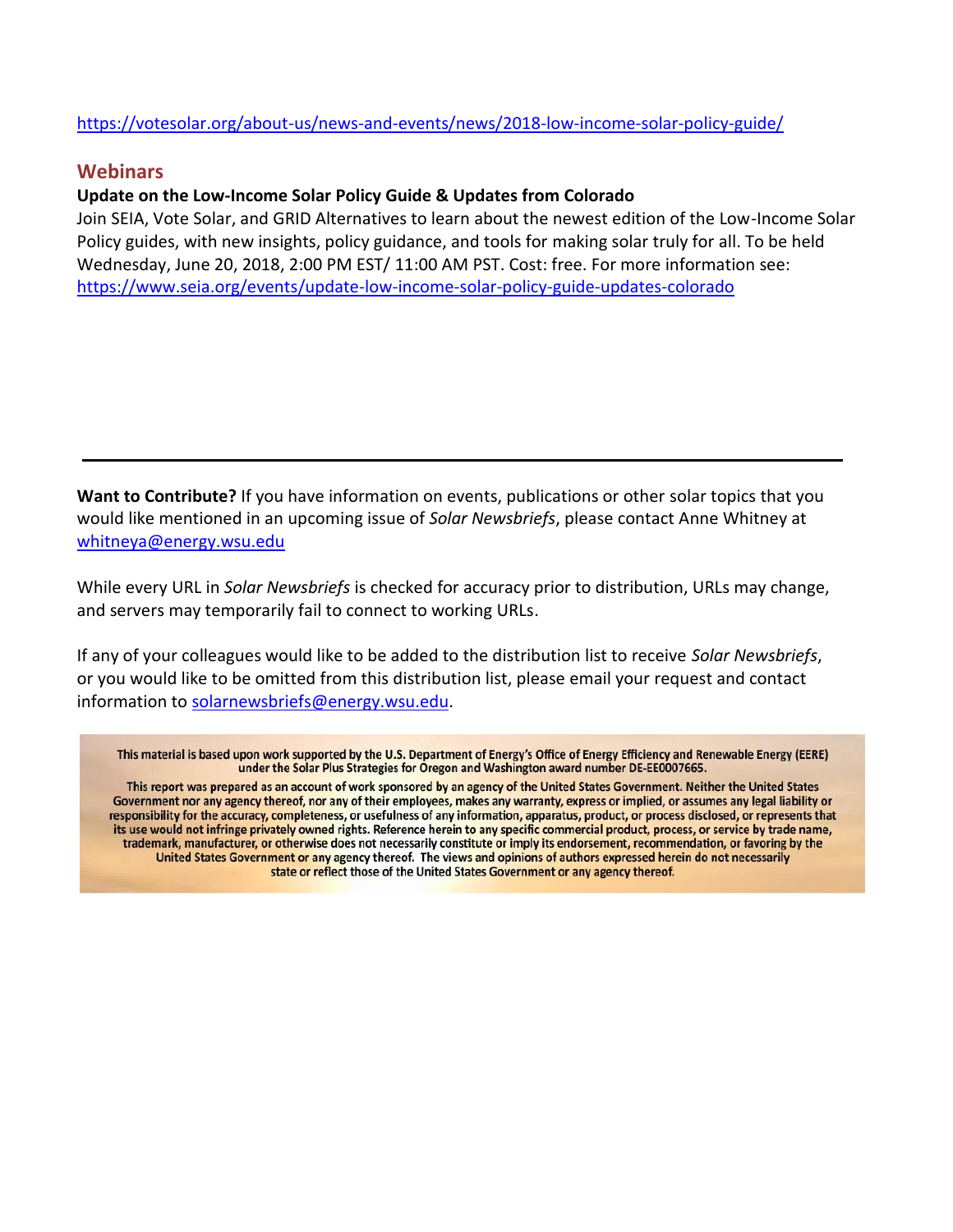https://votesolar.org/about-us/news-and-events/news/2018-low-income-solar-policy-guide/

## Webinars

**Update on the Low-Income Solar Policy Guide & Updates from Colorado**

Join SEIA, Vote Solar, and GRID Alternatives to learn about the newest edition of the Low-Income Solar Policy guides, with new insights, policy guidance, and tools for making solar truly for all. To be held Wednesday, June 20, 2018, 2:00 PM EST/ 11:00 AM PST. Cost: free. For more information see: https://www.seia.org/events/update-low-income-solar-policy-guide-updates-colorado

---

**Want to Contribute?** If you have information on events, publications or other solar topics that you would like mentioned in an upcoming issue of *Solar Newsbriefs*, please contact Anne Whitney at whitneya@energy.wsu.edu

While every URL in *Solar Newsbriefs* is checked for accuracy prior to distribution, URLs may change, and servers may temporarily fail to connect to working URLs.

If any of your colleagues would like to be added to the distribution list to receive *Solar Newsbriefs*, or you would like to be omitted from this distribution list, please email your request and contact information to solarnewsbriefs@energy.wsu.edu.

This material is based upon work supported by the U.S. Department of Energy's Office of Energy Efficiency and Renewable Energy (EERE) under the Solar Plus Strategies for Oregon and Washington award number DE-EE0007665.

This report was prepared as an account of work sponsored by an agency of the United States Government. Neither the United States Government nor any agency thereof, nor any of their employees, makes any warranty, express or implied, or assumes any legal liability or responsibility for the accuracy, completeness, or usefulness of any information, apparatus, product, or process disclosed, or represents that its use would not infringe privately owned rights. Reference herein to any specific commercial product, process, or service by trade name, trademark, manufacturer, or otherwise does not necessarily constitute or imply its endorsement, recommendation, or favoring by the United States Government or any agency thereof. The views and opinions of authors expressed herein do not necessarily state or reflect those of the United States Government or any agency thereof.